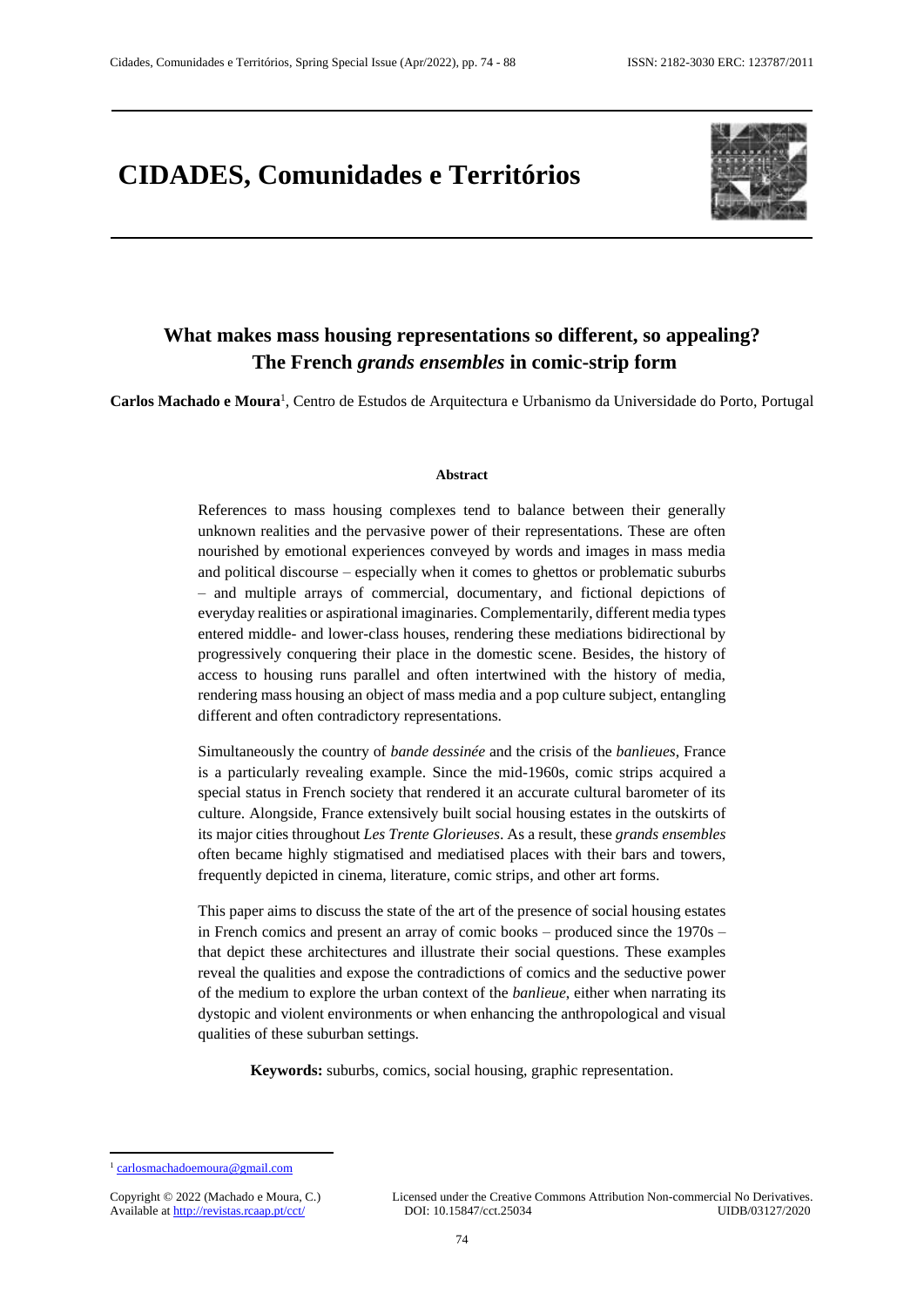# CIDADES, Comunidades e Territórios

## What makes mass housing representations so different, so appealing? The French *grands ensembles* in comic-strip form

**Carlos Machado e Moura**[1], Centro de Estudos de Arquitectura e Urbanismo da Universidade do Porto, Portugal

### Abstract

References to mass housing complexes tend to balance between their generally unknown realities and the pervasive power of their representations. These are often nourished by emotional experiences conveyed by words and images in mass media and political discourse – especially when it comes to ghettos or problematic suburbs – and multiple arrays of commercial, documentary, and fictional depictions of everyday realities or aspirational imaginaries. Complementarily, different media types entered middle- and lower-class houses, rendering these mediations bidirectional by progressively conquering their place in the domestic scene. Besides, the history of access to housing runs parallel and often intertwined with the history of media, rendering mass housing an object of mass media and a pop culture subject, entangling different and often contradictory representations.

Simultaneously the country of *bande dessinée* and the crisis of the *banlieues*, France is a particularly revealing example. Since the mid-1960s, comic strips acquired a special status in French society that rendered it an accurate cultural barometer of its culture. Alongside, France extensively built social housing estates in the outskirts of its major cities throughout *Les Trente Glorieuses*. As a result, these *grands ensembles* often became highly stigmatised and mediatised places with their bars and towers, frequently depicted in cinema, literature, comic strips, and other art forms.

This paper aims to discuss the state of the art of the presence of social housing estates in French comics and present an array of comic books – produced since the 1970s – that depict these architectures and illustrate their social questions. These examples reveal the qualities and expose the contradictions of comics and the seductive power of the medium to explore the urban context of the *banlieue*, either when narrating its dystopic and violent environments or when enhancing the anthropological and visual qualities of these suburban settings.

**Keywords:** suburbs, comics, social housing, graphic representation.

---

[1] carlosmachadoemoura@gmail.com

Copyright © 2022 (Machado e Moura, C.)
Available at http://revistas.rcaap.pt/cct/

Licensed under the Creative Commons Attribution Non-commercial No Derivatives.
DOI: 10.15847/cct.25034
UIDB/03127/2020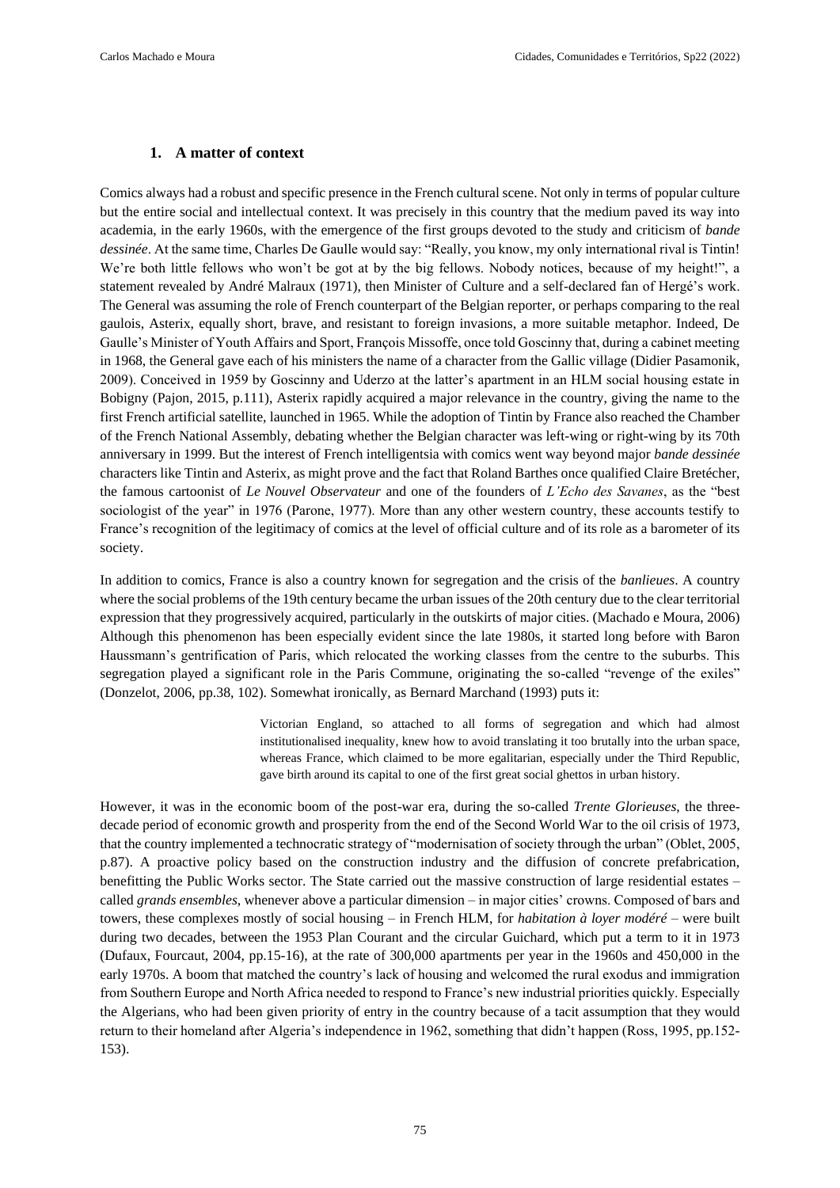## 1. A matter of context

Comics always had a robust and specific presence in the French cultural scene. Not only in terms of popular culture but the entire social and intellectual context. It was precisely in this country that the medium paved its way into academia, in the early 1960s, with the emergence of the first groups devoted to the study and criticism of *bande dessinée*. At the same time, Charles De Gaulle would say: "Really, you know, my only international rival is Tintin! We're both little fellows who won't be got at by the big fellows. Nobody notices, because of my height!", a statement revealed by André Malraux (1971), then Minister of Culture and a self-declared fan of Hergé's work. The General was assuming the role of French counterpart of the Belgian reporter, or perhaps comparing to the real gaulois, Asterix, equally short, brave, and resistant to foreign invasions, a more suitable metaphor. Indeed, De Gaulle's Minister of Youth Affairs and Sport, François Missoffe, once told Goscinny that, during a cabinet meeting in 1968, the General gave each of his ministers the name of a character from the Gallic village (Didier Pasamonik, 2009). Conceived in 1959 by Goscinny and Uderzo at the latter's apartment in an HLM social housing estate in Bobigny (Pajon, 2015, p.111), Asterix rapidly acquired a major relevance in the country, giving the name to the first French artificial satellite, launched in 1965. While the adoption of Tintin by France also reached the Chamber of the French National Assembly, debating whether the Belgian character was left-wing or right-wing by its 70th anniversary in 1999. But the interest of French intelligentsia with comics went way beyond major *bande dessinée* characters like Tintin and Asterix, as might prove and the fact that Roland Barthes once qualified Claire Bretécher, the famous cartoonist of *Le Nouvel Observateur* and one of the founders of *L'Echo des Savanes*, as the "best sociologist of the year" in 1976 (Parone, 1977). More than any other western country, these accounts testify to France's recognition of the legitimacy of comics at the level of official culture and of its role as a barometer of its society.

In addition to comics, France is also a country known for segregation and the crisis of the *banlieues*. A country where the social problems of the 19th century became the urban issues of the 20th century due to the clear territorial expression that they progressively acquired, particularly in the outskirts of major cities. (Machado e Moura, 2006) Although this phenomenon has been especially evident since the late 1980s, it started long before with Baron Haussmann's gentrification of Paris, which relocated the working classes from the centre to the suburbs. This segregation played a significant role in the Paris Commune, originating the so-called "revenge of the exiles" (Donzelot, 2006, pp.38, 102). Somewhat ironically, as Bernard Marchand (1993) puts it:

> Victorian England, so attached to all forms of segregation and which had almost institutionalised inequality, knew how to avoid translating it too brutally into the urban space, whereas France, which claimed to be more egalitarian, especially under the Third Republic, gave birth around its capital to one of the first great social ghettos in urban history.

However, it was in the economic boom of the post-war era, during the so-called *Trente Glorieuses*, the three-decade period of economic growth and prosperity from the end of the Second World War to the oil crisis of 1973, that the country implemented a technocratic strategy of "modernisation of society through the urban" (Oblet, 2005, p.87). A proactive policy based on the construction industry and the diffusion of concrete prefabrication, benefitting the Public Works sector. The State carried out the massive construction of large residential estates – called *grands ensembles*, whenever above a particular dimension – in major cities' crowns. Composed of bars and towers, these complexes mostly of social housing – in French HLM, for *habitation à loyer modéré* – were built during two decades, between the 1953 Plan Courant and the circular Guichard, which put a term to it in 1973 (Dufaux, Fourcaut, 2004, pp.15-16), at the rate of 300,000 apartments per year in the 1960s and 450,000 in the early 1970s. A boom that matched the country's lack of housing and welcomed the rural exodus and immigration from Southern Europe and North Africa needed to respond to France's new industrial priorities quickly. Especially the Algerians, who had been given priority of entry in the country because of a tacit assumption that they would return to their homeland after Algeria's independence in 1962, something that didn't happen (Ross, 1995, pp.152-153).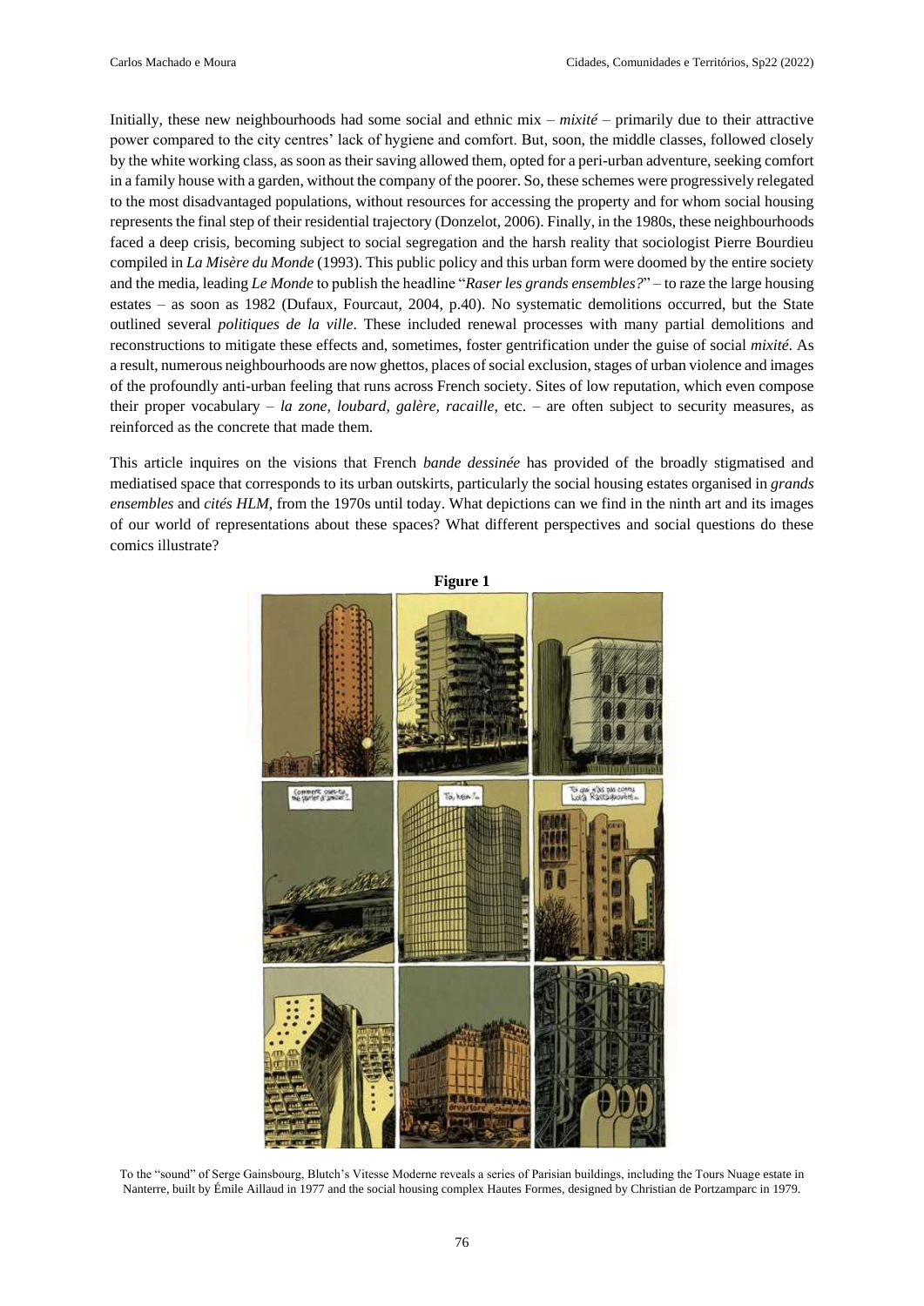Initially, these new neighbourhoods had some social and ethnic mix – *mixité* – primarily due to their attractive power compared to the city centres' lack of hygiene and comfort. But, soon, the middle classes, followed closely by the white working class, as soon as their saving allowed them, opted for a peri-urban adventure, seeking comfort in a family house with a garden, without the company of the poorer. So, these schemes were progressively relegated to the most disadvantaged populations, without resources for accessing the property and for whom social housing represents the final step of their residential trajectory (Donzelot, 2006). Finally, in the 1980s, these neighbourhoods faced a deep crisis, becoming subject to social segregation and the harsh reality that sociologist Pierre Bourdieu compiled in *La Misère du Monde* (1993). This public policy and this urban form were doomed by the entire society and the media, leading *Le Monde* to publish the headline "*Raser les grands ensembles?*" – to raze the large housing estates – as soon as 1982 (Dufaux, Fourcaut, 2004, p.40). No systematic demolitions occurred, but the State outlined several *politiques de la ville*. These included renewal processes with many partial demolitions and reconstructions to mitigate these effects and, sometimes, foster gentrification under the guise of social *mixité*. As a result, numerous neighbourhoods are now ghettos, places of social exclusion, stages of urban violence and images of the profoundly anti-urban feeling that runs across French society. Sites of low reputation, which even compose their proper vocabulary – *la zone, loubard, galère, racaille*, etc. – are often subject to security measures, as reinforced as the concrete that made them.

This article inquires on the visions that French *bande dessinée* has provided of the broadly stigmatised and mediatised space that corresponds to its urban outskirts, particularly the social housing estates organised in *grands ensembles* and *cités HLM*, from the 1970s until today. What depictions can we find in the ninth art and its images of our world of representations about these spaces? What different perspectives and social questions do these comics illustrate?

**Figure 1**

To the "sound" of Serge Gainsbourg, Blutch's Vitesse Moderne reveals a series of Parisian buildings, including the Tours Nuage estate in Nanterre, built by Émile Aillaud in 1977 and the social housing complex Hautes Formes, designed by Christian de Portzamparc in 1979.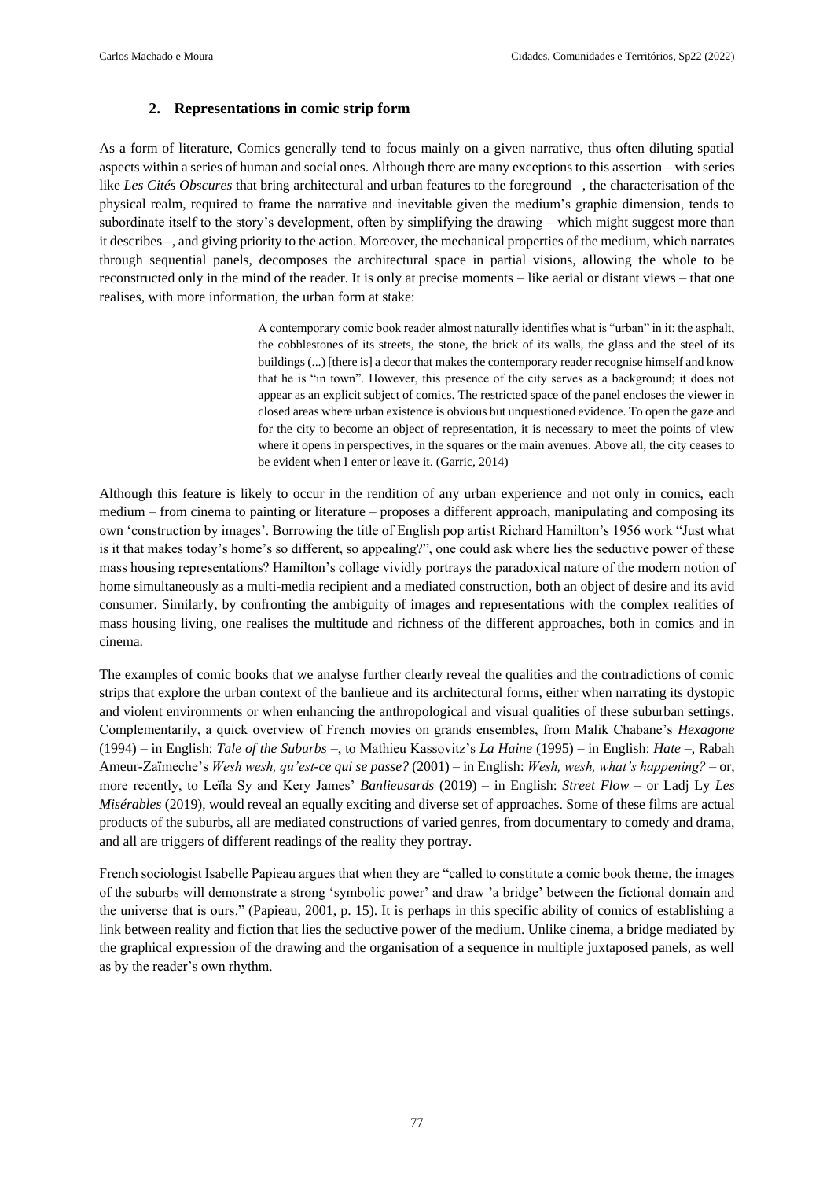## 2. Representations in comic strip form

As a form of literature, Comics generally tend to focus mainly on a given narrative, thus often diluting spatial aspects within a series of human and social ones. Although there are many exceptions to this assertion – with series like *Les Cités Obscures* that bring architectural and urban features to the foreground –, the characterisation of the physical realm, required to frame the narrative and inevitable given the medium's graphic dimension, tends to subordinate itself to the story's development, often by simplifying the drawing – which might suggest more than it describes –, and giving priority to the action. Moreover, the mechanical properties of the medium, which narrates through sequential panels, decomposes the architectural space in partial visions, allowing the whole to be reconstructed only in the mind of the reader. It is only at precise moments – like aerial or distant views – that one realises, with more information, the urban form at stake:

> A contemporary comic book reader almost naturally identifies what is "urban" in it: the asphalt, the cobblestones of its streets, the stone, the brick of its walls, the glass and the steel of its buildings (...) [there is] a decor that makes the contemporary reader recognise himself and know that he is "in town". However, this presence of the city serves as a background; it does not appear as an explicit subject of comics. The restricted space of the panel encloses the viewer in closed areas where urban existence is obvious but unquestioned evidence. To open the gaze and for the city to become an object of representation, it is necessary to meet the points of view where it opens in perspectives, in the squares or the main avenues. Above all, the city ceases to be evident when I enter or leave it. (Garric, 2014)

Although this feature is likely to occur in the rendition of any urban experience and not only in comics, each medium – from cinema to painting or literature – proposes a different approach, manipulating and composing its own 'construction by images'. Borrowing the title of English pop artist Richard Hamilton's 1956 work "Just what is it that makes today's home's so different, so appealing?", one could ask where lies the seductive power of these mass housing representations? Hamilton's collage vividly portrays the paradoxical nature of the modern notion of home simultaneously as a multi-media recipient and a mediated construction, both an object of desire and its avid consumer. Similarly, by confronting the ambiguity of images and representations with the complex realities of mass housing living, one realises the multitude and richness of the different approaches, both in comics and in cinema.

The examples of comic books that we analyse further clearly reveal the qualities and the contradictions of comic strips that explore the urban context of the banlieue and its architectural forms, either when narrating its dystopic and violent environments or when enhancing the anthropological and visual qualities of these suburban settings. Complementarily, a quick overview of French movies on grands ensembles, from Malik Chabane's *Hexagone* (1994) – in English: *Tale of the Suburbs* –, to Mathieu Kassovitz's *La Haine* (1995) – in English: *Hate* –, Rabah Ameur-Zaïmeche's *Wesh wesh, qu'est-ce qui se passe?* (2001) – in English: *Wesh, wesh, what's happening?* – or, more recently, to Leïla Sy and Kery James' *Banlieusards* (2019) – in English: *Street Flow* – or Ladj Ly *Les Misérables* (2019), would reveal an equally exciting and diverse set of approaches. Some of these films are actual products of the suburbs, all are mediated constructions of varied genres, from documentary to comedy and drama, and all are triggers of different readings of the reality they portray.

French sociologist Isabelle Papieau argues that when they are "called to constitute a comic book theme, the images of the suburbs will demonstrate a strong 'symbolic power' and draw 'a bridge' between the fictional domain and the universe that is ours." (Papieau, 2001, p. 15). It is perhaps in this specific ability of comics of establishing a link between reality and fiction that lies the seductive power of the medium. Unlike cinema, a bridge mediated by the graphical expression of the drawing and the organisation of a sequence in multiple juxtaposed panels, as well as by the reader's own rhythm.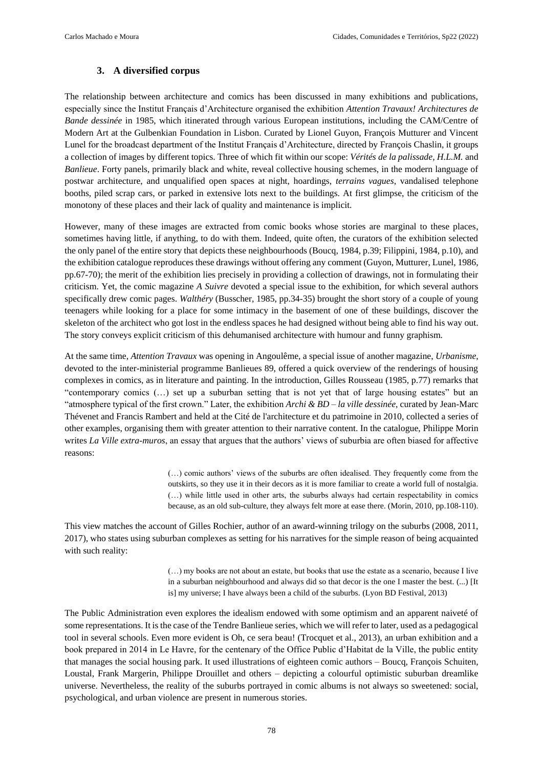## 3. A diversified corpus

The relationship between architecture and comics has been discussed in many exhibitions and publications, especially since the Institut Français d'Architecture organised the exhibition *Attention Travaux! Architectures de Bande dessinée* in 1985, which itinerated through various European institutions, including the CAM/Centre of Modern Art at the Gulbenkian Foundation in Lisbon. Curated by Lionel Guyon, François Mutturer and Vincent Lunel for the broadcast department of the Institut Français d'Architecture, directed by François Chaslin, it groups a collection of images by different topics. Three of which fit within our scope: *Vérités de la palissade*, *H.L.M.* and *Banlieue*. Forty panels, primarily black and white, reveal collective housing schemes, in the modern language of postwar architecture, and unqualified open spaces at night, hoardings, *terrains vagues*, vandalised telephone booths, piled scrap cars, or parked in extensive lots next to the buildings. At first glimpse, the criticism of the monotony of these places and their lack of quality and maintenance is implicit.

However, many of these images are extracted from comic books whose stories are marginal to these places, sometimes having little, if anything, to do with them. Indeed, quite often, the curators of the exhibition selected the only panel of the entire story that depicts these neighbourhoods (Boucq, 1984, p.39; Filippini, 1984, p.10), and the exhibition catalogue reproduces these drawings without offering any comment (Guyon, Mutturer, Lunel, 1986, pp.67-70); the merit of the exhibition lies precisely in providing a collection of drawings, not in formulating their criticism. Yet, the comic magazine *A Suivre* devoted a special issue to the exhibition, for which several authors specifically drew comic pages. *Walthéry* (Busscher, 1985, pp.34-35) brought the short story of a couple of young teenagers while looking for a place for some intimacy in the basement of one of these buildings, discover the skeleton of the architect who got lost in the endless spaces he had designed without being able to find his way out. The story conveys explicit criticism of this dehumanised architecture with humour and funny graphism.

At the same time, *Attention Travaux* was opening in Angoulême, a special issue of another magazine, *Urbanisme*, devoted to the inter-ministerial programme Banlieues 89, offered a quick overview of the renderings of housing complexes in comics, as in literature and painting. In the introduction, Gilles Rousseau (1985, p.77) remarks that "contemporary comics (…) set up a suburban setting that is not yet that of large housing estates" but an "atmosphere typical of the first crown." Later, the exhibition *Archi & BD – la ville dessinée*, curated by Jean-Marc Thévenet and Francis Rambert and held at the Cité de l'architecture et du patrimoine in 2010, collected a series of other examples, organising them with greater attention to their narrative content. In the catalogue, Philippe Morin writes *La Ville extra-muros*, an essay that argues that the authors' views of suburbia are often biased for affective reasons:

> (…) comic authors' views of the suburbs are often idealised. They frequently come from the outskirts, so they use it in their decors as it is more familiar to create a world full of nostalgia. (…) while little used in other arts, the suburbs always had certain respectability in comics because, as an old sub-culture, they always felt more at ease there. (Morin, 2010, pp.108-110).

This view matches the account of Gilles Rochier, author of an award-winning trilogy on the suburbs (2008, 2011, 2017), who states using suburban complexes as setting for his narratives for the simple reason of being acquainted with such reality:

> (…) my books are not about an estate, but books that use the estate as a scenario, because I live in a suburban neighbourhood and always did so that decor is the one I master the best. (...) [It is] my universe; I have always been a child of the suburbs. (Lyon BD Festival, 2013)

The Public Administration even explores the idealism endowed with some optimism and an apparent naiveté of some representations. It is the case of the Tendre Banlieue series, which we will refer to later, used as a pedagogical tool in several schools. Even more evident is Oh, ce sera beau! (Trocquet et al., 2013), an urban exhibition and a book prepared in 2014 in Le Havre, for the centenary of the Office Public d'Habitat de la Ville, the public entity that manages the social housing park. It used illustrations of eighteen comic authors – Boucq, François Schuiten, Loustal, Frank Margerin, Philippe Drouillet and others – depicting a colourful optimistic suburban dreamlike universe. Nevertheless, the reality of the suburbs portrayed in comic albums is not always so sweetened: social, psychological, and urban violence are present in numerous stories.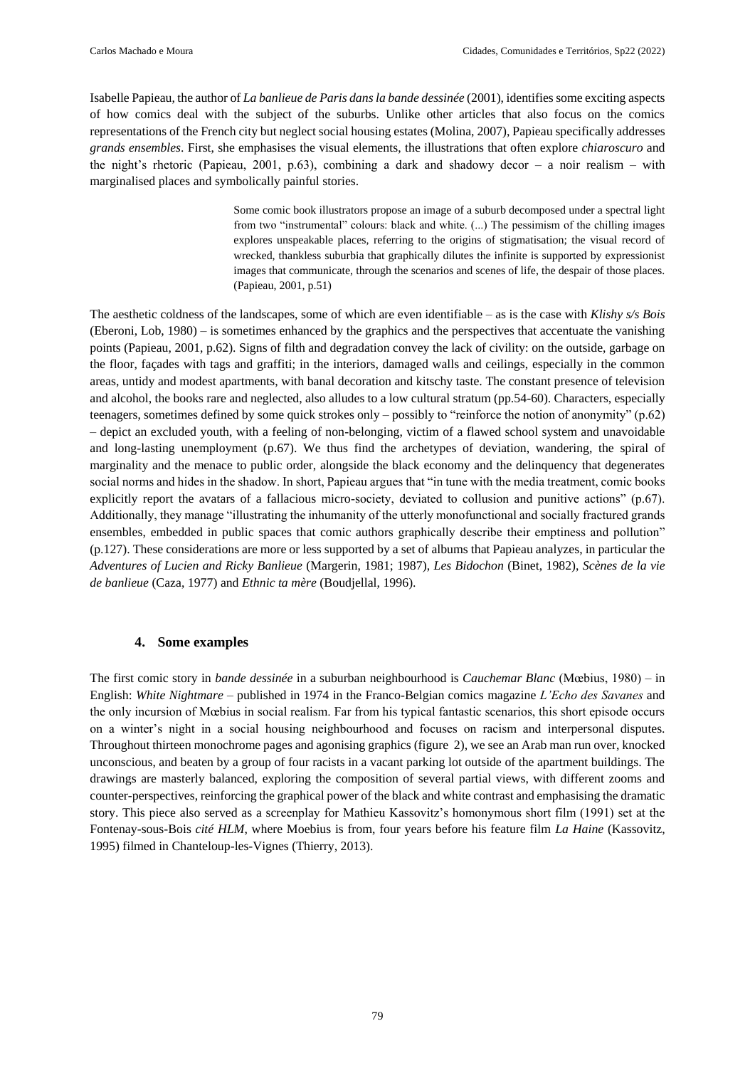Isabelle Papieau, the author of *La banlieue de Paris dans la bande dessinée* (2001), identifies some exciting aspects of how comics deal with the subject of the suburbs. Unlike other articles that also focus on the comics representations of the French city but neglect social housing estates (Molina, 2007), Papieau specifically addresses *grands ensembles*. First, she emphasises the visual elements, the illustrations that often explore *chiaroscuro* and the night's rhetoric (Papieau, 2001, p.63), combining a dark and shadowy decor – a noir realism – with marginalised places and symbolically painful stories.

> Some comic book illustrators propose an image of a suburb decomposed under a spectral light from two "instrumental" colours: black and white. (...) The pessimism of the chilling images explores unspeakable places, referring to the origins of stigmatisation; the visual record of wrecked, thankless suburbia that graphically dilutes the infinite is supported by expressionist images that communicate, through the scenarios and scenes of life, the despair of those places. (Papieau, 2001, p.51)

The aesthetic coldness of the landscapes, some of which are even identifiable – as is the case with *Klishy s/s Bois* (Eberoni, Lob, 1980) – is sometimes enhanced by the graphics and the perspectives that accentuate the vanishing points (Papieau, 2001, p.62). Signs of filth and degradation convey the lack of civility: on the outside, garbage on the floor, façades with tags and graffiti; in the interiors, damaged walls and ceilings, especially in the common areas, untidy and modest apartments, with banal decoration and kitschy taste. The constant presence of television and alcohol, the books rare and neglected, also alludes to a low cultural stratum (pp.54-60). Characters, especially teenagers, sometimes defined by some quick strokes only – possibly to "reinforce the notion of anonymity" (p.62) – depict an excluded youth, with a feeling of non-belonging, victim of a flawed school system and unavoidable and long-lasting unemployment (p.67). We thus find the archetypes of deviation, wandering, the spiral of marginality and the menace to public order, alongside the black economy and the delinquency that degenerates social norms and hides in the shadow. In short, Papieau argues that "in tune with the media treatment, comic books explicitly report the avatars of a fallacious micro-society, deviated to collusion and punitive actions" (p.67). Additionally, they manage "illustrating the inhumanity of the utterly monofunctional and socially fractured grands ensembles, embedded in public spaces that comic authors graphically describe their emptiness and pollution" (p.127). These considerations are more or less supported by a set of albums that Papieau analyzes, in particular the *Adventures of Lucien and Ricky Banlieue* (Margerin, 1981; 1987), *Les Bidochon* (Binet, 1982), *Scènes de la vie de banlieue* (Caza, 1977) and *Ethnic ta mère* (Boudjellal, 1996).

## 4. Some examples

The first comic story in *bande dessinée* in a suburban neighbourhood is *Cauchemar Blanc* (Mœbius, 1980) – in English: *White Nightmare* – published in 1974 in the Franco-Belgian comics magazine *L'Echo des Savanes* and the only incursion of Mœbius in social realism. Far from his typical fantastic scenarios, this short episode occurs on a winter's night in a social housing neighbourhood and focuses on racism and interpersonal disputes. Throughout thirteen monochrome pages and agonising graphics (figure 2), we see an Arab man run over, knocked unconscious, and beaten by a group of four racists in a vacant parking lot outside of the apartment buildings. The drawings are masterly balanced, exploring the composition of several partial views, with different zooms and counter-perspectives, reinforcing the graphical power of the black and white contrast and emphasising the dramatic story. This piece also served as a screenplay for Mathieu Kassovitz's homonymous short film (1991) set at the Fontenay-sous-Bois *cité HLM*, where Moebius is from, four years before his feature film *La Haine* (Kassovitz, 1995) filmed in Chanteloup-les-Vignes (Thierry, 2013).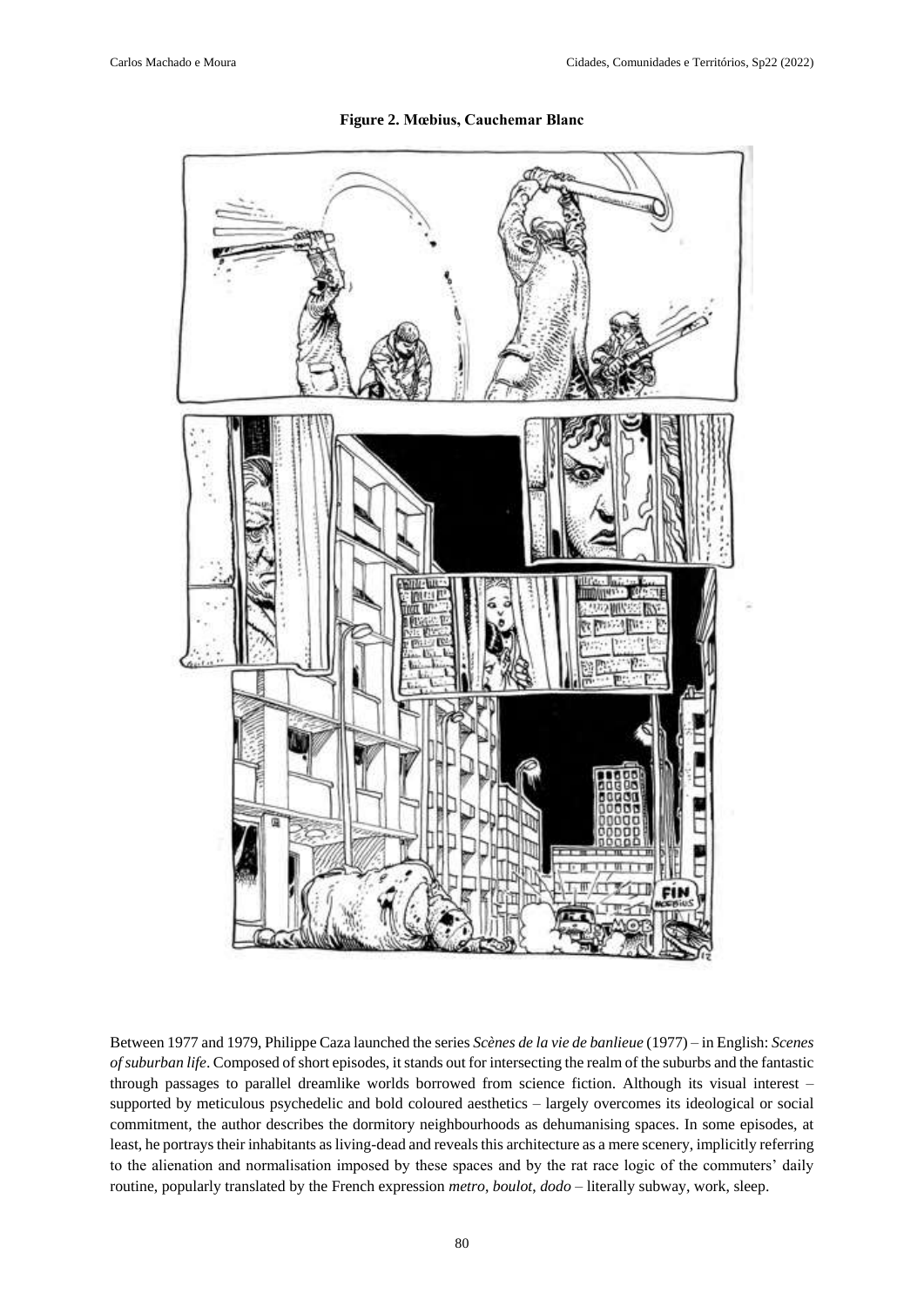**Figure 2. Mœbius, Cauchemar Blanc**

Between 1977 and 1979, Philippe Caza launched the series *Scènes de la vie de banlieue* (1977) – in English: *Scenes of suburban life*. Composed of short episodes, it stands out for intersecting the realm of the suburbs and the fantastic through passages to parallel dreamlike worlds borrowed from science fiction. Although its visual interest – supported by meticulous psychedelic and bold coloured aesthetics – largely overcomes its ideological or social commitment, the author describes the dormitory neighbourhoods as dehumanising spaces. In some episodes, at least, he portrays their inhabitants as living-dead and reveals this architecture as a mere scenery, implicitly referring to the alienation and normalisation imposed by these spaces and by the rat race logic of the commuters' daily routine, popularly translated by the French expression *metro, boulot, dodo* – literally subway, work, sleep.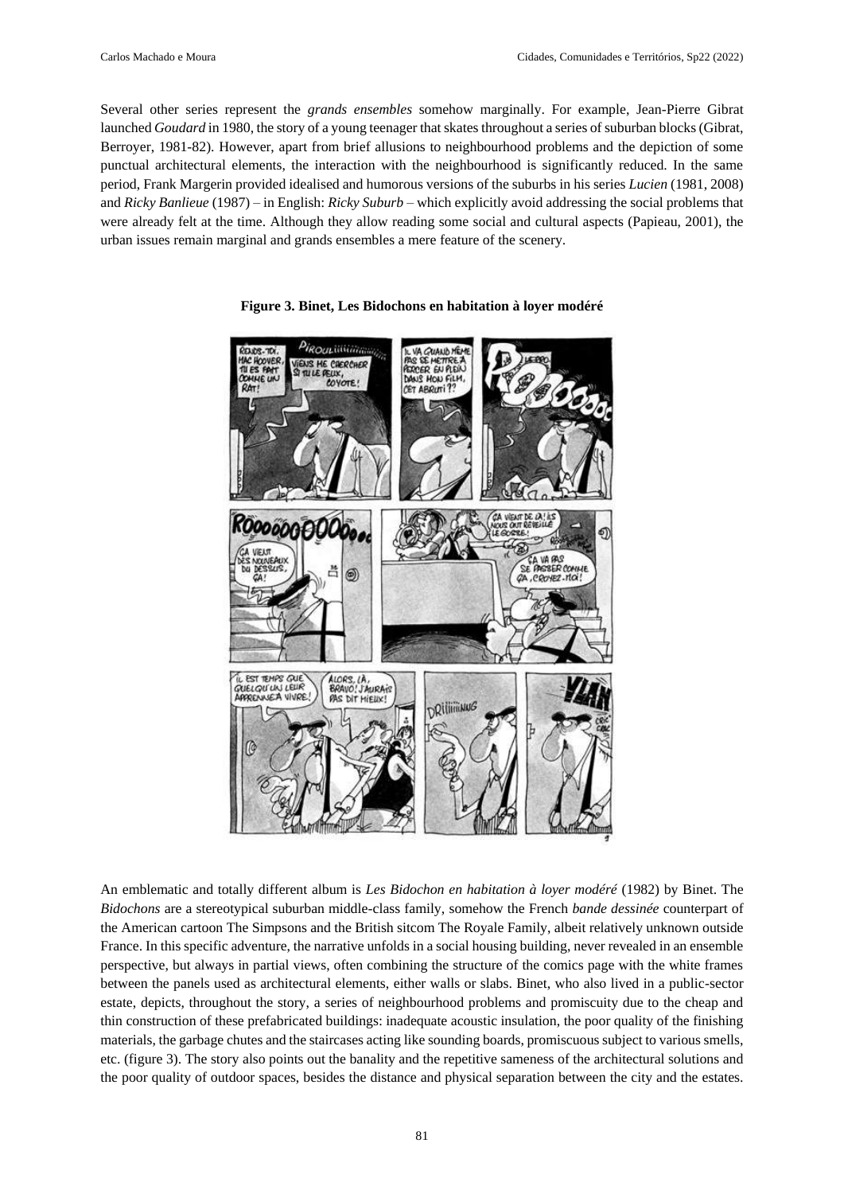Several other series represent the *grands ensembles* somehow marginally. For example, Jean-Pierre Gibrat launched *Goudard* in 1980, the story of a young teenager that skates throughout a series of suburban blocks (Gibrat, Berroyer, 1981-82). However, apart from brief allusions to neighbourhood problems and the depiction of some punctual architectural elements, the interaction with the neighbourhood is significantly reduced. In the same period, Frank Margerin provided idealised and humorous versions of the suburbs in his series *Lucien* (1981, 2008) and *Ricky Banlieue* (1987) – in English: *Ricky Suburb* – which explicitly avoid addressing the social problems that were already felt at the time. Although they allow reading some social and cultural aspects (Papieau, 2001), the urban issues remain marginal and grands ensembles a mere feature of the scenery.

**Figure 3. Binet, Les Bidochons en habitation à loyer modéré**

An emblematic and totally different album is *Les Bidochon en habitation à loyer modéré* (1982) by Binet. The *Bidochons* are a stereotypical suburban middle-class family, somehow the French *bande dessinée* counterpart of the American cartoon The Simpsons and the British sitcom The Royale Family, albeit relatively unknown outside France. In this specific adventure, the narrative unfolds in a social housing building, never revealed in an ensemble perspective, but always in partial views, often combining the structure of the comics page with the white frames between the panels used as architectural elements, either walls or slabs. Binet, who also lived in a public-sector estate, depicts, throughout the story, a series of neighbourhood problems and promiscuity due to the cheap and thin construction of these prefabricated buildings: inadequate acoustic insulation, the poor quality of the finishing materials, the garbage chutes and the staircases acting like sounding boards, promiscuous subject to various smells, etc. (figure 3). The story also points out the banality and the repetitive sameness of the architectural solutions and the poor quality of outdoor spaces, besides the distance and physical separation between the city and the estates.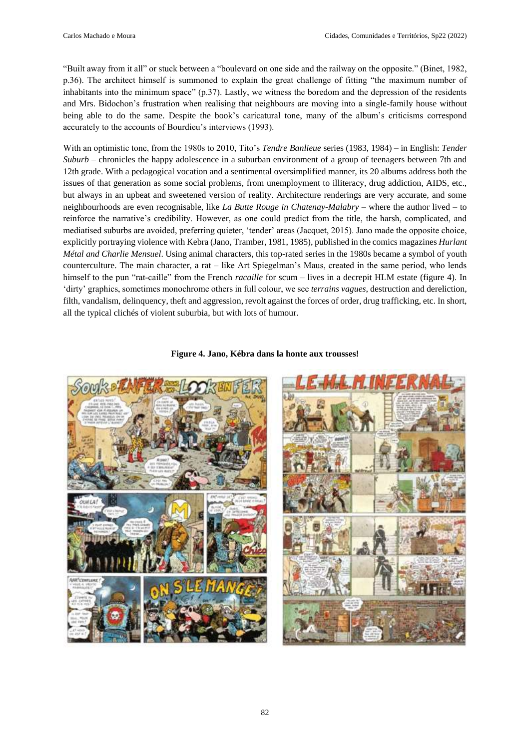"Built away from it all" or stuck between a "boulevard on one side and the railway on the opposite." (Binet, 1982, p.36). The architect himself is summoned to explain the great challenge of fitting "the maximum number of inhabitants into the minimum space" (p.37). Lastly, we witness the boredom and the depression of the residents and Mrs. Bidochon's frustration when realising that neighbours are moving into a single-family house without being able to do the same. Despite the book's caricatural tone, many of the album's criticisms correspond accurately to the accounts of Bourdieu's interviews (1993).

With an optimistic tone, from the 1980s to 2010, Tito's *Tendre Banlieue* series (1983, 1984) – in English: *Tender Suburb* – chronicles the happy adolescence in a suburban environment of a group of teenagers between 7th and 12th grade. With a pedagogical vocation and a sentimental oversimplified manner, its 20 albums address both the issues of that generation as some social problems, from unemployment to illiteracy, drug addiction, AIDS, etc., but always in an upbeat and sweetened version of reality. Architecture renderings are very accurate, and some neighbourhoods are even recognisable, like *La Butte Rouge in Chatenay-Malabry* – where the author lived – to reinforce the narrative's credibility. However, as one could predict from the title, the harsh, complicated, and mediatised suburbs are avoided, preferring quieter, 'tender' areas (Jacquet, 2015). Jano made the opposite choice, explicitly portraying violence with Kebra (Jano, Tramber, 1981, 1985), published in the comics magazines *Hurlant Métal and Charlie Mensuel*. Using animal characters, this top-rated series in the 1980s became a symbol of youth counterculture. The main character, a rat – like Art Spiegelman's Maus, created in the same period, who lends himself to the pun "rat-caille" from the French *racaille* for scum – lives in a decrepit HLM estate (figure 4). In 'dirty' graphics, sometimes monochrome others in full colour, we see *terrains vagues,* destruction and dereliction, filth, vandalism, delinquency, theft and aggression, revolt against the forces of order, drug trafficking, etc. In short, all the typical clichés of violent suburbia, but with lots of humour.

**Figure 4. Jano, Kébra dans la honte aux trousses!**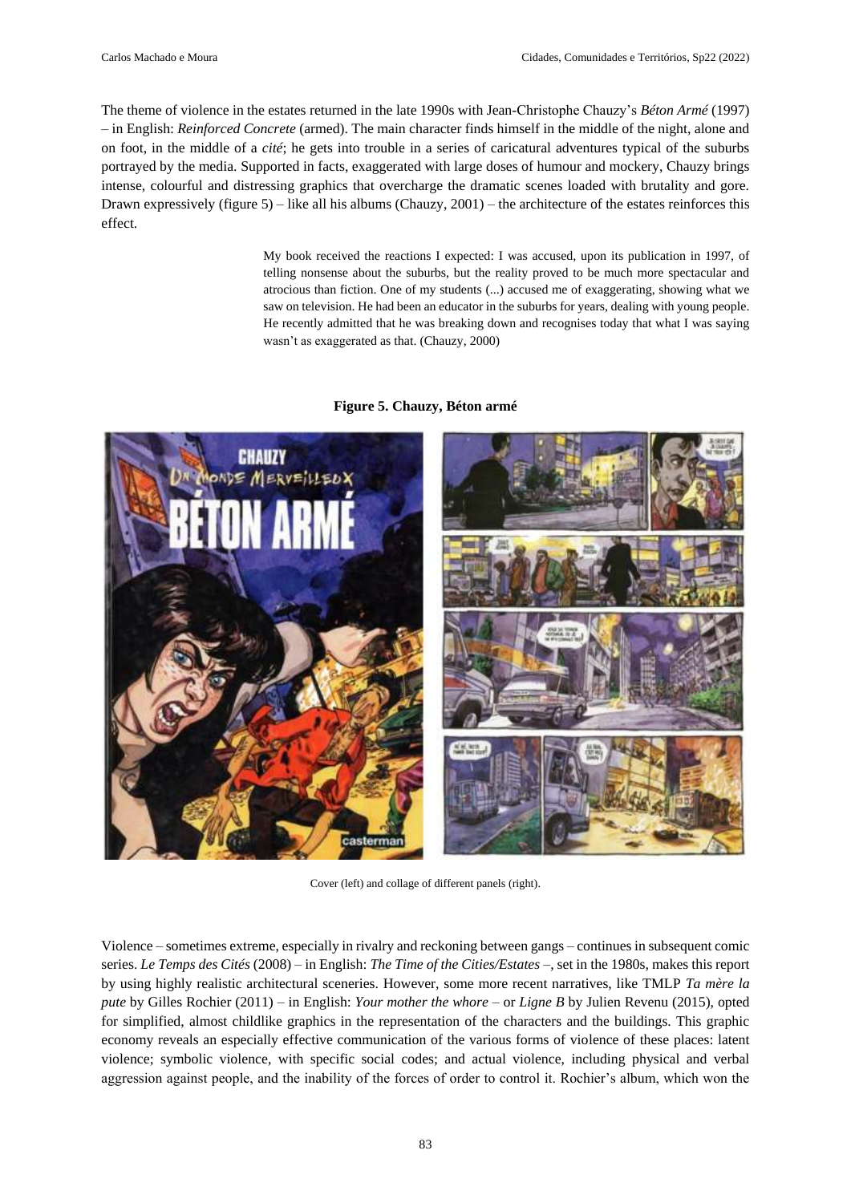The theme of violence in the estates returned in the late 1990s with Jean-Christophe Chauzy's *Béton Armé* (1997) – in English: *Reinforced Concrete* (armed). The main character finds himself in the middle of the night, alone and on foot, in the middle of a *cité*; he gets into trouble in a series of caricatural adventures typical of the suburbs portrayed by the media. Supported in facts, exaggerated with large doses of humour and mockery, Chauzy brings intense, colourful and distressing graphics that overcharge the dramatic scenes loaded with brutality and gore. Drawn expressively (figure 5) – like all his albums (Chauzy, 2001) – the architecture of the estates reinforces this effect.

> My book received the reactions I expected: I was accused, upon its publication in 1997, of telling nonsense about the suburbs, but the reality proved to be much more spectacular and atrocious than fiction. One of my students (...) accused me of exaggerating, showing what we saw on television. He had been an educator in the suburbs for years, dealing with young people. He recently admitted that he was breaking down and recognises today that what I was saying wasn't as exaggerated as that. (Chauzy, 2000)

**Figure 5. Chauzy, Béton armé**

Cover (left) and collage of different panels (right).

Violence – sometimes extreme, especially in rivalry and reckoning between gangs – continues in subsequent comic series. *Le Temps des Cités* (2008) – in English: *The Time of the Cities/Estates* –, set in the 1980s, makes this report by using highly realistic architectural sceneries. However, some more recent narratives, like TMLP *Ta mère la pute* by Gilles Rochier (2011) – in English: *Your mother the whore* – or *Ligne B* by Julien Revenu (2015), opted for simplified, almost childlike graphics in the representation of the characters and the buildings. This graphic economy reveals an especially effective communication of the various forms of violence of these places: latent violence; symbolic violence, with specific social codes; and actual violence, including physical and verbal aggression against people, and the inability of the forces of order to control it. Rochier's album, which won the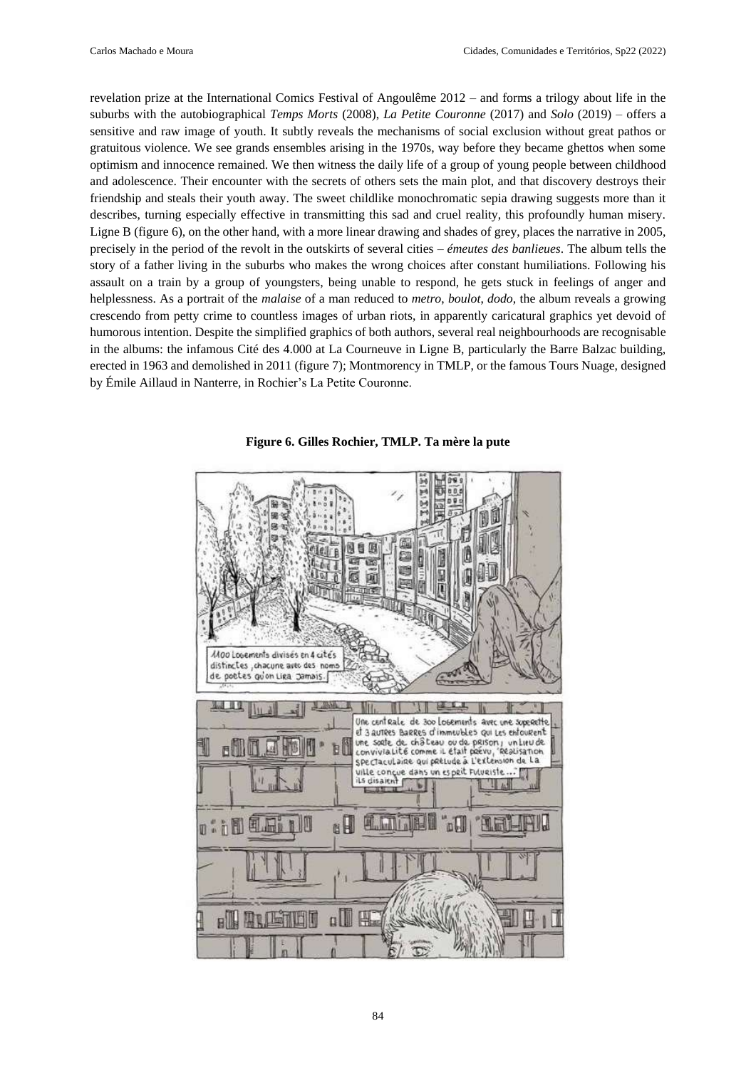revelation prize at the International Comics Festival of Angoulême 2012 – and forms a trilogy about life in the suburbs with the autobiographical *Temps Morts* (2008), *La Petite Couronne* (2017) and *Solo* (2019) – offers a sensitive and raw image of youth. It subtly reveals the mechanisms of social exclusion without great pathos or gratuitous violence. We see grands ensembles arising in the 1970s, way before they became ghettos when some optimism and innocence remained. We then witness the daily life of a group of young people between childhood and adolescence. Their encounter with the secrets of others sets the main plot, and that discovery destroys their friendship and steals their youth away. The sweet childlike monochromatic sepia drawing suggests more than it describes, turning especially effective in transmitting this sad and cruel reality, this profoundly human misery. Ligne B (figure 6), on the other hand, with a more linear drawing and shades of grey, places the narrative in 2005, precisely in the period of the revolt in the outskirts of several cities – *émeutes des banlieues*. The album tells the story of a father living in the suburbs who makes the wrong choices after constant humiliations. Following his assault on a train by a group of youngsters, being unable to respond, he gets stuck in feelings of anger and helplessness. As a portrait of the *malaise* of a man reduced to *metro*, *boulot*, *dodo*, the album reveals a growing crescendo from petty crime to countless images of urban riots, in apparently caricatural graphics yet devoid of humorous intention. Despite the simplified graphics of both authors, several real neighbourhoods are recognisable in the albums: the infamous Cité des 4.000 at La Courneuve in Ligne B, particularly the Barre Balzac building, erected in 1963 and demolished in 2011 (figure 7); Montmorency in TMLP, or the famous Tours Nuage, designed by Émile Aillaud in Nanterre, in Rochier's La Petite Couronne.

**Figure 6. Gilles Rochier, TMLP. Ta mère la pute**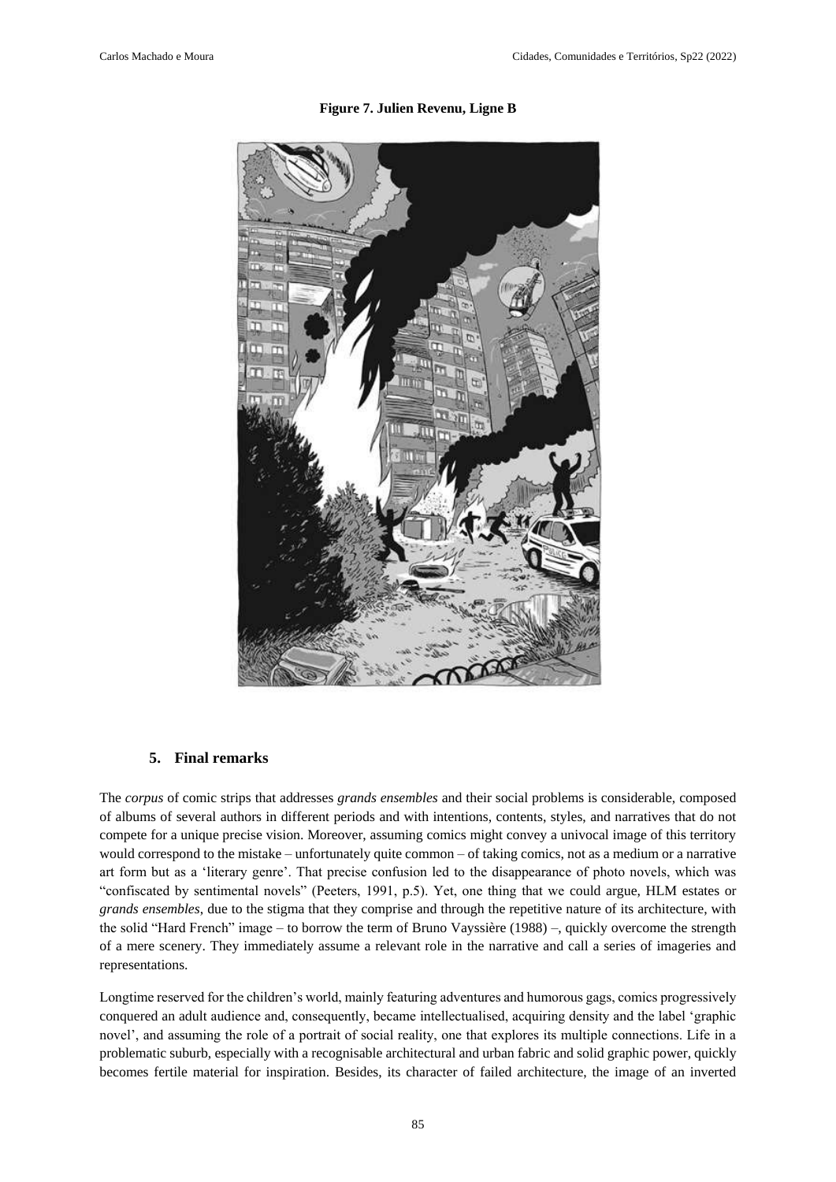**Figure 7. Julien Revenu, Ligne B**

## 5. Final remarks

The *corpus* of comic strips that addresses *grands ensembles* and their social problems is considerable, composed of albums of several authors in different periods and with intentions, contents, styles, and narratives that do not compete for a unique precise vision. Moreover, assuming comics might convey a univocal image of this territory would correspond to the mistake – unfortunately quite common – of taking comics, not as a medium or a narrative art form but as a 'literary genre'. That precise confusion led to the disappearance of photo novels, which was "confiscated by sentimental novels" (Peeters, 1991, p.5). Yet, one thing that we could argue, HLM estates or *grands ensembles*, due to the stigma that they comprise and through the repetitive nature of its architecture, with the solid "Hard French" image – to borrow the term of Bruno Vayssière (1988) –, quickly overcome the strength of a mere scenery. They immediately assume a relevant role in the narrative and call a series of imageries and representations.

Longtime reserved for the children's world, mainly featuring adventures and humorous gags, comics progressively conquered an adult audience and, consequently, became intellectualised, acquiring density and the label 'graphic novel', and assuming the role of a portrait of social reality, one that explores its multiple connections. Life in a problematic suburb, especially with a recognisable architectural and urban fabric and solid graphic power, quickly becomes fertile material for inspiration. Besides, its character of failed architecture, the image of an inverted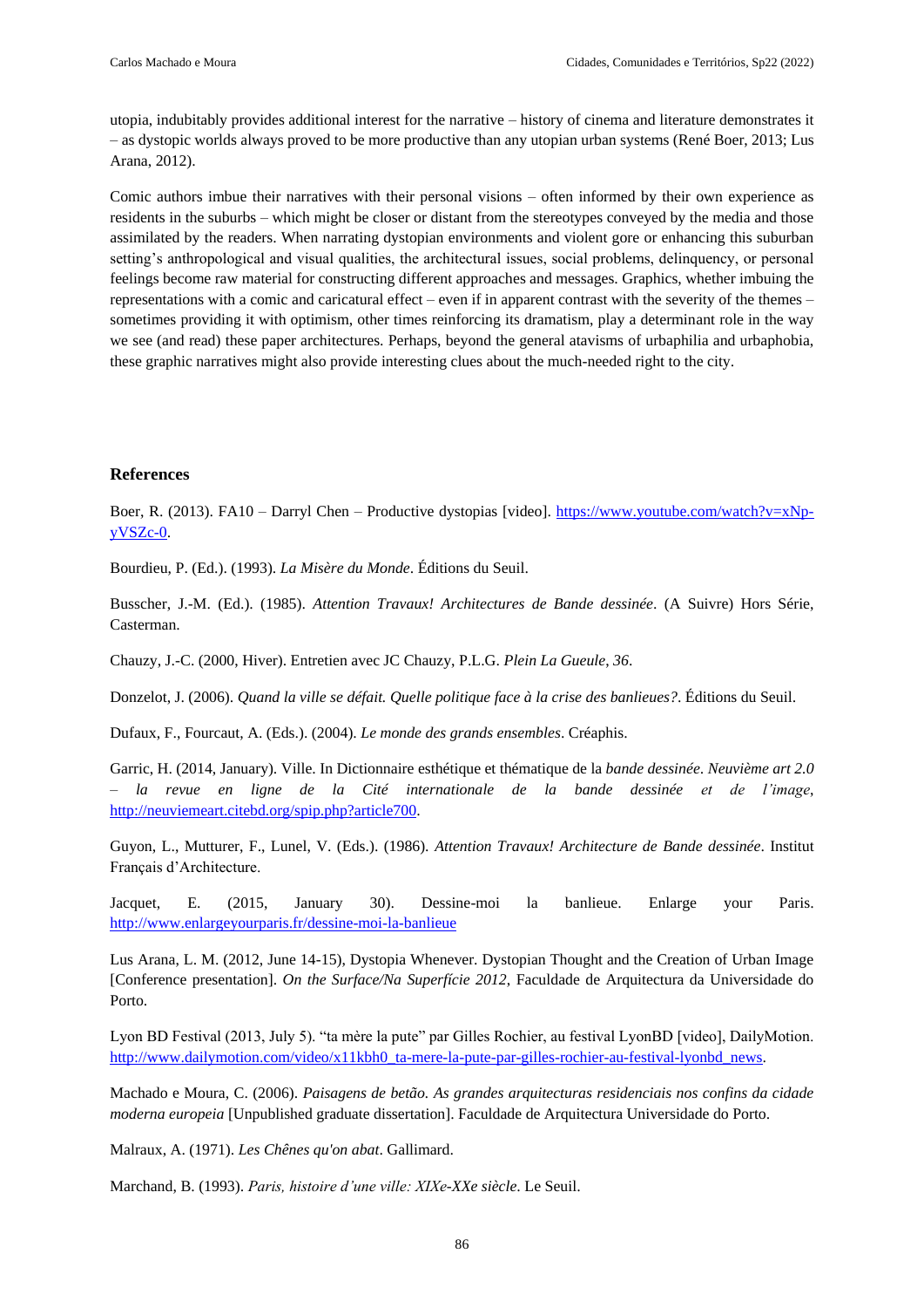utopia, indubitably provides additional interest for the narrative – history of cinema and literature demonstrates it – as dystopic worlds always proved to be more productive than any utopian urban systems (René Boer, 2013; Lus Arana, 2012).

Comic authors imbue their narratives with their personal visions – often informed by their own experience as residents in the suburbs – which might be closer or distant from the stereotypes conveyed by the media and those assimilated by the readers. When narrating dystopian environments and violent gore or enhancing this suburban setting's anthropological and visual qualities, the architectural issues, social problems, delinquency, or personal feelings become raw material for constructing different approaches and messages. Graphics, whether imbuing the representations with a comic and caricatural effect – even if in apparent contrast with the severity of the themes – sometimes providing it with optimism, other times reinforcing its dramatism, play a determinant role in the way we see (and read) these paper architectures. Perhaps, beyond the general atavisms of urbaphilia and urbaphobia, these graphic narratives might also provide interesting clues about the much-needed right to the city.

## References

Boer, R. (2013). FA10 – Darryl Chen – Productive dystopias [video]. https://www.youtube.com/watch?v=xNp-yVSZc-0.

Bourdieu, P. (Ed.). (1993). *La Misère du Monde*. Éditions du Seuil.

Busscher, J.-M. (Ed.). (1985). *Attention Travaux! Architectures de Bande dessinée*. (A Suivre) Hors Série, Casterman.

Chauzy, J.-C. (2000, Hiver). Entretien avec JC Chauzy, P.L.G. *Plein La Gueule*, *36*.

Donzelot, J. (2006). *Quand la ville se défait. Quelle politique face à la crise des banlieues?*. Éditions du Seuil.

Dufaux, F., Fourcaut, A. (Eds.). (2004). *Le monde des grands ensembles*. Créaphis.

Garric, H. (2014, January). Ville. In Dictionnaire esthétique et thématique de la *bande dessinée*. *Neuvième art 2.0 – la revue en ligne de la Cité internationale de la bande dessinée et de l'image*, http://neuviemeart.citebd.org/spip.php?article700.

Guyon, L., Mutturer, F., Lunel, V. (Eds.). (1986). *Attention Travaux! Architecture de Bande dessinée*. Institut Français d'Architecture.

Jacquet, E. (2015, January 30). Dessine-moi la banlieue. Enlarge your Paris. http://www.enlargeyourparis.fr/dessine-moi-la-banlieue

Lus Arana, L. M. (2012, June 14-15), Dystopia Whenever. Dystopian Thought and the Creation of Urban Image [Conference presentation]. *On the Surface/Na Superfície 2012*, Faculdade de Arquitectura da Universidade do Porto.

Lyon BD Festival (2013, July 5). "ta mère la pute" par Gilles Rochier, au festival LyonBD [video], DailyMotion. http://www.dailymotion.com/video/x11kbh0_ta-mere-la-pute-par-gilles-rochier-au-festival-lyonbd_news.

Machado e Moura, C. (2006). *Paisagens de betão. As grandes arquitecturas residenciais nos confins da cidade moderna europeia* [Unpublished graduate dissertation]. Faculdade de Arquitectura Universidade do Porto.

Malraux, A. (1971). *Les Chênes qu'on abat*. Gallimard.

Marchand, B. (1993). *Paris, histoire d'une ville: XIXe-XXe siècle*. Le Seuil.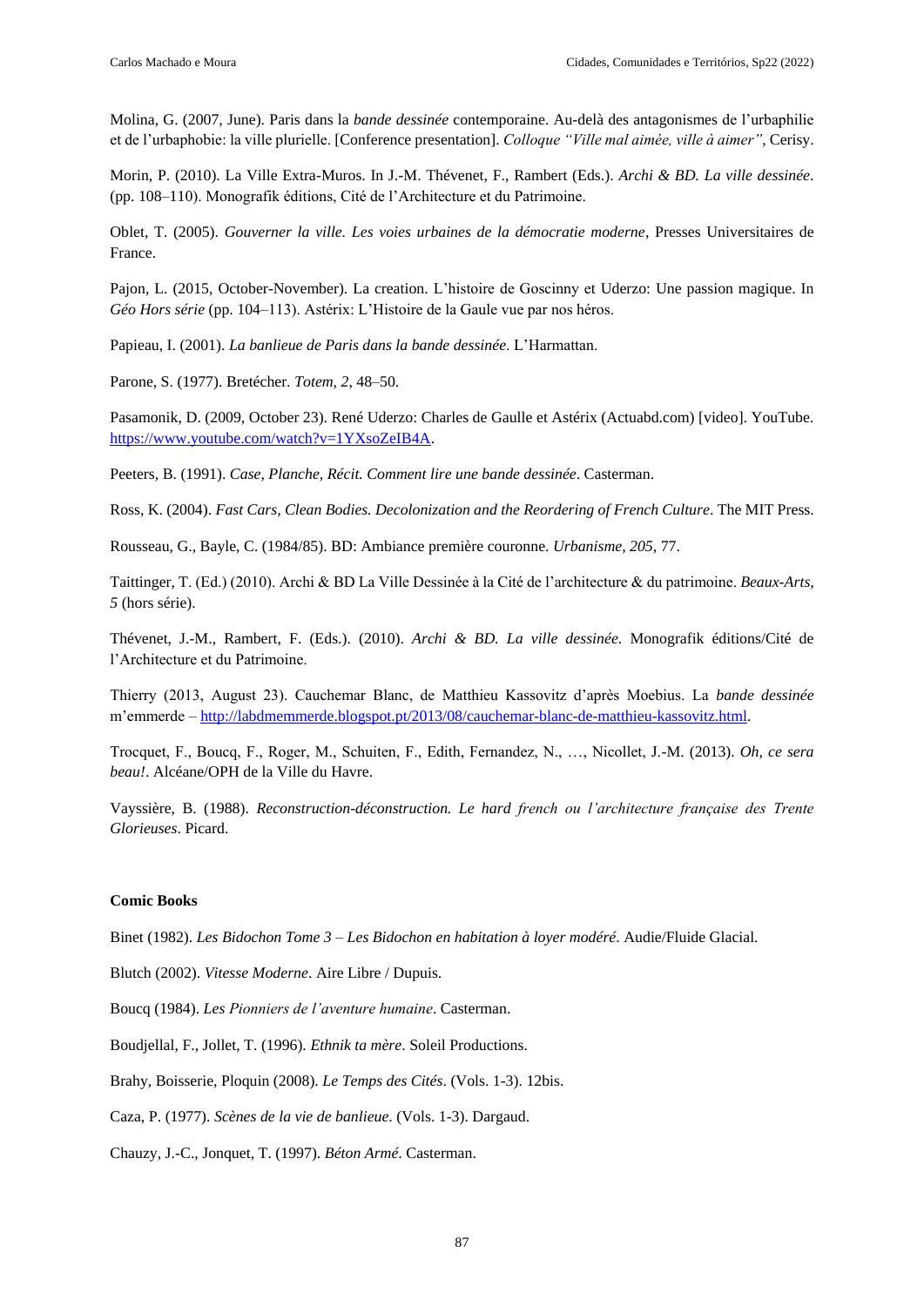Molina, G. (2007, June). Paris dans la *bande dessinée* contemporaine. Au-delà des antagonismes de l'urbaphilie et de l'urbaphobie: la ville plurielle. [Conference presentation]. *Colloque "Ville mal aimée, ville à aimer"*, Cerisy.

Morin, P. (2010). La Ville Extra-Muros. In J.-M. Thévenet, F., Rambert (Eds.). *Archi & BD. La ville dessinée*. (pp. 108–110). Monografik éditions, Cité de l'Architecture et du Patrimoine.

Oblet, T. (2005). *Gouverner la ville. Les voies urbaines de la démocratie moderne*, Presses Universitaires de France.

Pajon, L. (2015, October-November). La creation. L'histoire de Goscinny et Uderzo: Une passion magique. In *Géo Hors série* (pp. 104–113). Astérix: L'Histoire de la Gaule vue par nos héros.

Papieau, I. (2001). *La banlieue de Paris dans la bande dessinée*. L'Harmattan.

Parone, S. (1977). Bretécher. *Totem, 2*, 48–50.

Pasamonik, D. (2009, October 23). René Uderzo: Charles de Gaulle et Astérix (Actuabd.com) [video]. YouTube. https://www.youtube.com/watch?v=1YXsoZeIB4A.

Peeters, B. (1991). *Case, Planche, Récit. Comment lire une bande dessinée*. Casterman.

Ross, K. (2004). *Fast Cars, Clean Bodies. Decolonization and the Reordering of French Culture*. The MIT Press.

Rousseau, G., Bayle, C. (1984/85). BD: Ambiance première couronne. *Urbanisme, 205*, 77.

Taittinger, T. (Ed.) (2010). Archi & BD La Ville Dessinée à la Cité de l'architecture & du patrimoine. *Beaux-Arts, 5* (hors série).

Thévenet, J.-M., Rambert, F. (Eds.). (2010). *Archi & BD. La ville dessinée*. Monografik éditions/Cité de l'Architecture et du Patrimoine.

Thierry (2013, August 23). Cauchemar Blanc, de Matthieu Kassovitz d'après Moebius. La *bande dessinée* m'emmerde – http://labdmemmerde.blogspot.pt/2013/08/cauchemar-blanc-de-matthieu-kassovitz.html.

Trocquet, F., Boucq, F., Roger, M., Schuiten, F., Edith, Fernandez, N., …, Nicollet, J.-M. (2013). *Oh, ce sera beau!*. Alcéane/OPH de la Ville du Havre.

Vayssière, B. (1988). *Reconstruction-déconstruction. Le hard french ou l'architecture française des Trente Glorieuses*. Picard.

**Comic Books**

Binet (1982). *Les Bidochon Tome 3 – Les Bidochon en habitation à loyer modéré*. Audie/Fluide Glacial.

Blutch (2002). *Vitesse Moderne*. Aire Libre / Dupuis.

Boucq (1984). *Les Pionniers de l'aventure humaine*. Casterman.

Boudjellal, F., Jollet, T. (1996). *Ethnik ta mère*. Soleil Productions.

Brahy, Boisserie, Ploquin (2008). *Le Temps des Cités*. (Vols. 1-3). 12bis.

Caza, P. (1977). *Scènes de la vie de banlieue*. (Vols. 1-3). Dargaud.

Chauzy, J.-C., Jonquet, T. (1997). *Béton Armé*. Casterman.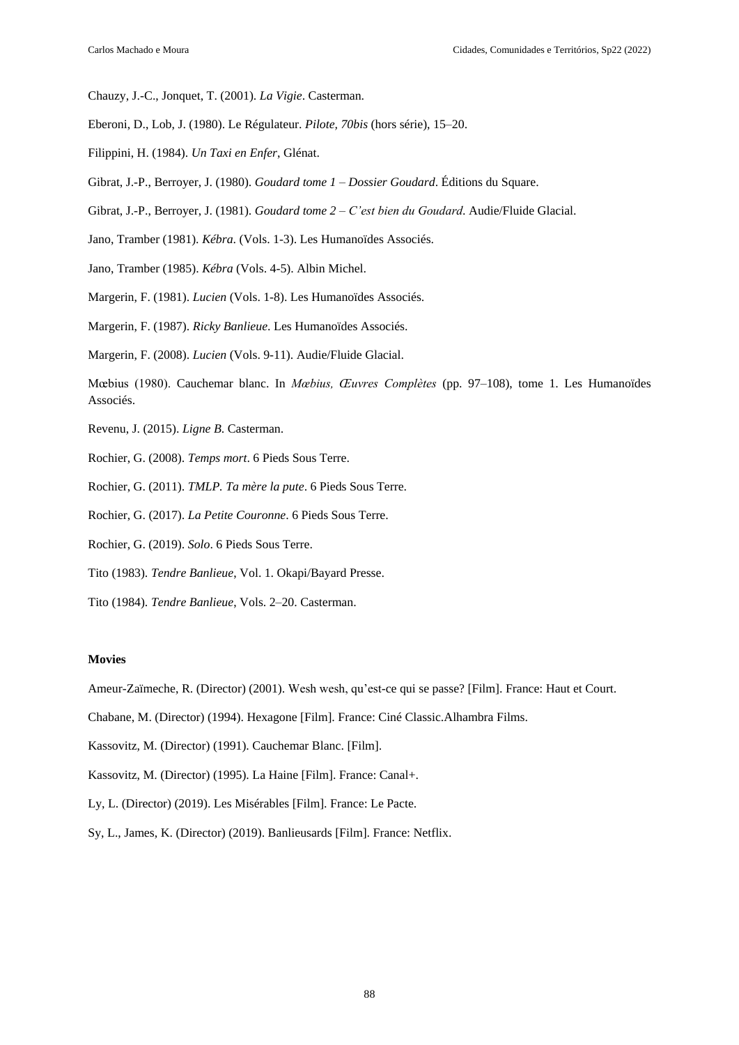Chauzy, J.-C., Jonquet, T. (2001). *La Vigie*. Casterman.

Eberoni, D., Lob, J. (1980). Le Régulateur. *Pilote, 70bis* (hors série), 15–20.

Filippini, H. (1984). *Un Taxi en Enfer*, Glénat.

Gibrat, J.-P., Berroyer, J. (1980). *Goudard tome 1 – Dossier Goudard*. Éditions du Square.

Gibrat, J.-P., Berroyer, J. (1981). *Goudard tome 2 – C'est bien du Goudard*. Audie/Fluide Glacial.

Jano, Tramber (1981). *Kébra*. (Vols. 1-3). Les Humanoïdes Associés.

Jano, Tramber (1985). *Kébra* (Vols. 4-5). Albin Michel.

Margerin, F. (1981). *Lucien* (Vols. 1-8). Les Humanoïdes Associés.

Margerin, F. (1987). *Ricky Banlieue*. Les Humanoïdes Associés.

Margerin, F. (2008). *Lucien* (Vols. 9-11). Audie/Fluide Glacial.

Mœbius (1980). Cauchemar blanc. In *Mœbius, Œuvres Complètes* (pp. 97–108), tome 1. Les Humanoïdes Associés.

Revenu, J. (2015). *Ligne B*. Casterman.

Rochier, G. (2008). *Temps mort*. 6 Pieds Sous Terre.

Rochier, G. (2011). *TMLP. Ta mère la pute*. 6 Pieds Sous Terre.

Rochier, G. (2017). *La Petite Couronne*. 6 Pieds Sous Terre.

Rochier, G. (2019). *Solo*. 6 Pieds Sous Terre.

Tito (1983). *Tendre Banlieue*, Vol. 1. Okapi/Bayard Presse.

Tito (1984). *Tendre Banlieue*, Vols. 2–20. Casterman.

**Movies**

Ameur-Zaïmeche, R. (Director) (2001). Wesh wesh, qu'est-ce qui se passe? [Film]. France: Haut et Court.

Chabane, M. (Director) (1994). Hexagone [Film]. France: Ciné Classic.Alhambra Films.

Kassovitz, M. (Director) (1991). Cauchemar Blanc. [Film].

Kassovitz, M. (Director) (1995). La Haine [Film]. France: Canal+.

Ly, L. (Director) (2019). Les Misérables [Film]. France: Le Pacte.

Sy, L., James, K. (Director) (2019). Banlieusards [Film]. France: Netflix.